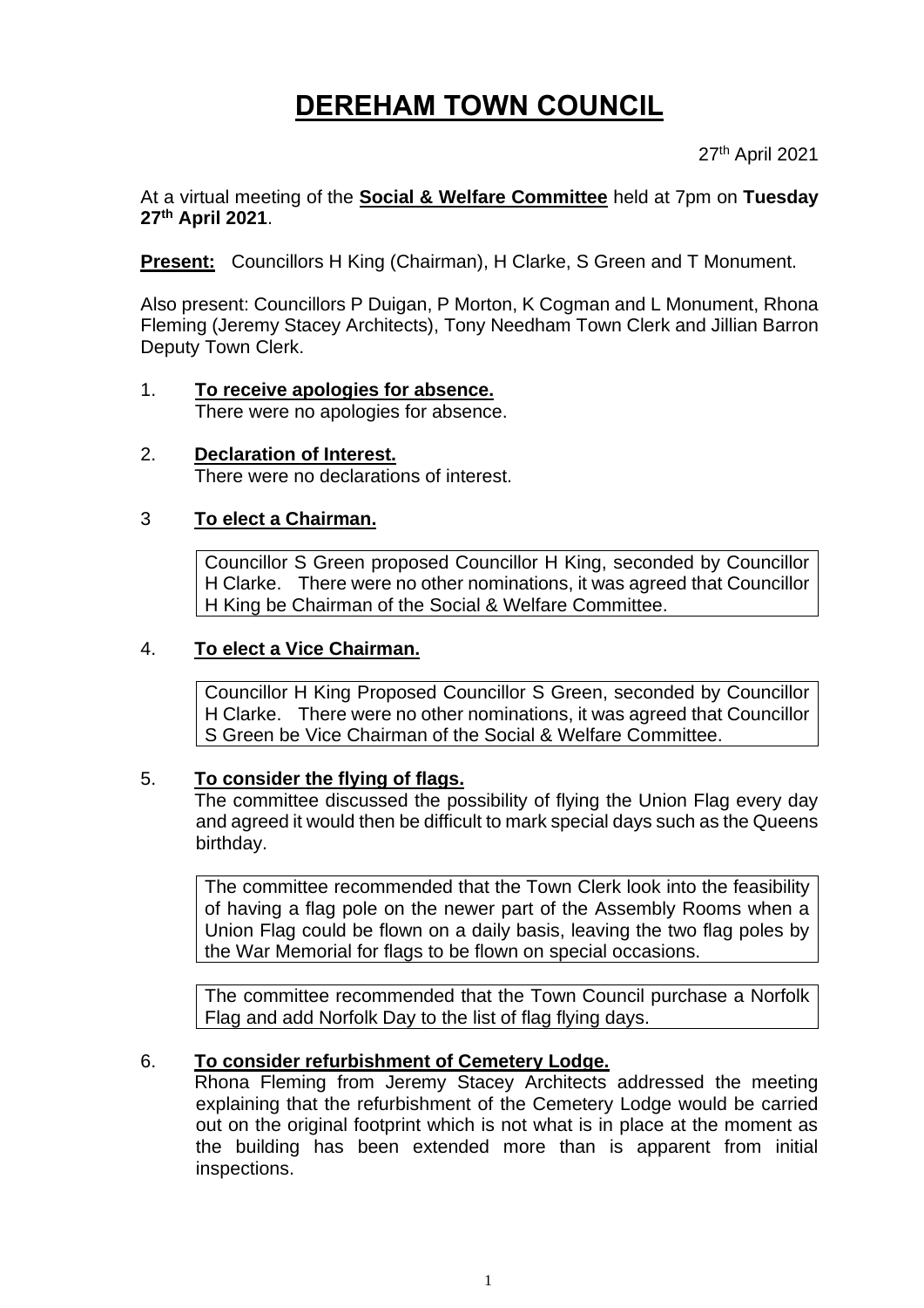# DEREHAM TOWN COUNCIL

27th April 2021

At a virtual meeting of the **Social & Welfare Committee** held at 7pm on **Tuesday 27th April 2021**.

**Present:** Councillors H King (Chairman), H Clarke, S Green and T Monument.

Also present: Councillors P Duigan, P Morton, K Cogman and L Monument, Rhona Fleming (Jeremy Stacey Architects), Tony Needham Town Clerk and Jillian Barron Deputy Town Clerk.

1. **To receive apologies for absence.**
   There were no apologies for absence.

2. **Declaration of Interest.**
   There were no declarations of interest.

3 **To elect a Chairman.**

> Councillor S Green proposed Councillor H King, seconded by Councillor H Clarke. There were no other nominations, it was agreed that Councillor H King be Chairman of the Social & Welfare Committee.

4. **To elect a Vice Chairman.**

> Councillor H King Proposed Councillor S Green, seconded by Councillor H Clarke. There were no other nominations, it was agreed that Councillor S Green be Vice Chairman of the Social & Welfare Committee.

5. **To consider the flying of flags.**
   The committee discussed the possibility of flying the Union Flag every day and agreed it would then be difficult to mark special days such as the Queens birthday.

> The committee recommended that the Town Clerk look into the feasibility of having a flag pole on the newer part of the Assembly Rooms when a Union Flag could be flown on a daily basis, leaving the two flag poles by the War Memorial for flags to be flown on special occasions.

> The committee recommended that the Town Council purchase a Norfolk Flag and add Norfolk Day to the list of flag flying days.

6. **To consider refurbishment of Cemetery Lodge.**
   Rhona Fleming from Jeremy Stacey Architects addressed the meeting explaining that the refurbishment of the Cemetery Lodge would be carried out on the original footprint which is not what is in place at the moment as the building has been extended more than is apparent from initial inspections.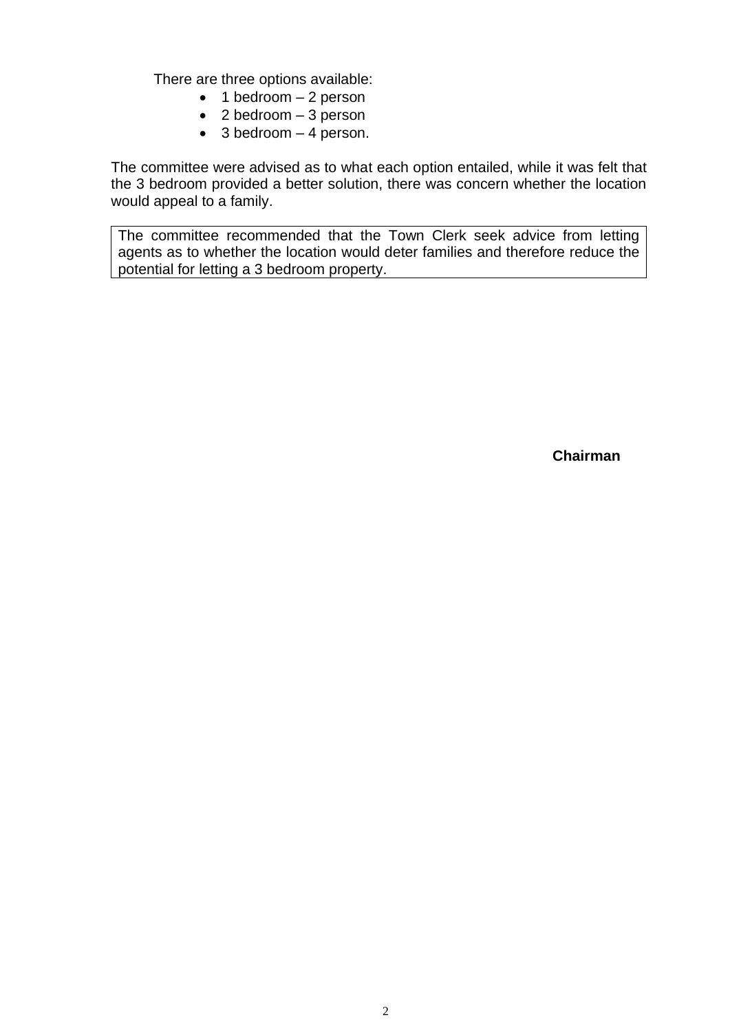There are three options available:

- 1 bedroom – 2 person
- 2 bedroom – 3 person
- 3 bedroom – 4 person.

The committee were advised as to what each option entailed, while it was felt that the 3 bedroom provided a better solution, there was concern whether the location would appeal to a family.

| |
|---|
| The committee recommended that the Town Clerk seek advice from letting agents as to whether the location would deter families and therefore reduce the potential for letting a 3 bedroom property. |

**Chairman**